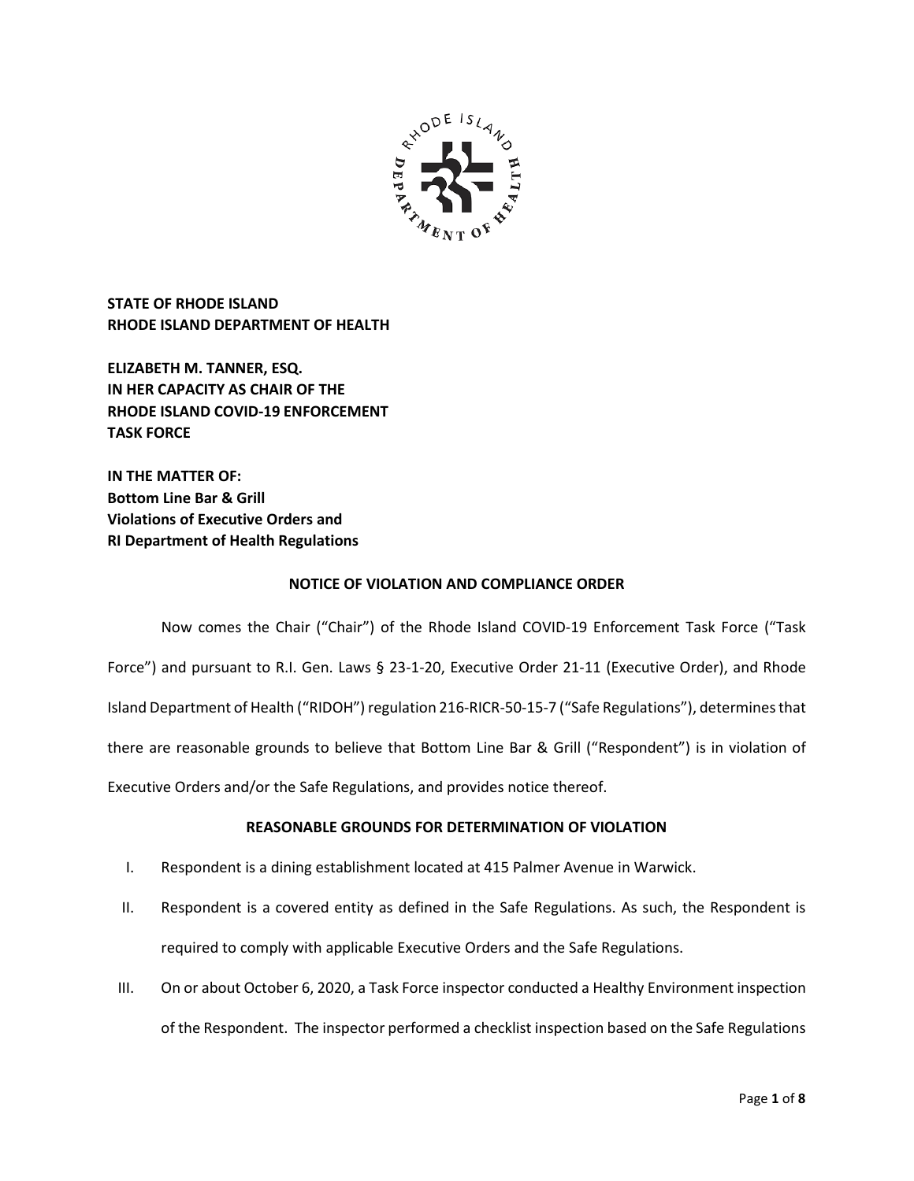**STATE OF RHODE ISLAND**
**RHODE ISLAND DEPARTMENT OF HEALTH**

**ELIZABETH M. TANNER, ESQ.**
**IN HER CAPACITY AS CHAIR OF THE**
**RHODE ISLAND COVID-19 ENFORCEMENT**
**TASK FORCE**

**IN THE MATTER OF:**
**Bottom Line Bar & Grill**
**Violations of Executive Orders and**
**RI Department of Health Regulations**

**NOTICE OF VIOLATION AND COMPLIANCE ORDER**

Now comes the Chair ("Chair") of the Rhode Island COVID-19 Enforcement Task Force ("Task Force") and pursuant to R.I. Gen. Laws § 23-1-20, Executive Order 21-11 (Executive Order), and Rhode Island Department of Health ("RIDOH") regulation 216-RICR-50-15-7 ("Safe Regulations"), determines that there are reasonable grounds to believe that Bottom Line Bar & Grill ("Respondent") is in violation of Executive Orders and/or the Safe Regulations, and provides notice thereof.

**REASONABLE GROUNDS FOR DETERMINATION OF VIOLATION**

I. Respondent is a dining establishment located at 415 Palmer Avenue in Warwick.

II. Respondent is a covered entity as defined in the Safe Regulations. As such, the Respondent is required to comply with applicable Executive Orders and the Safe Regulations.

III. On or about October 6, 2020, a Task Force inspector conducted a Healthy Environment inspection of the Respondent. The inspector performed a checklist inspection based on the Safe Regulations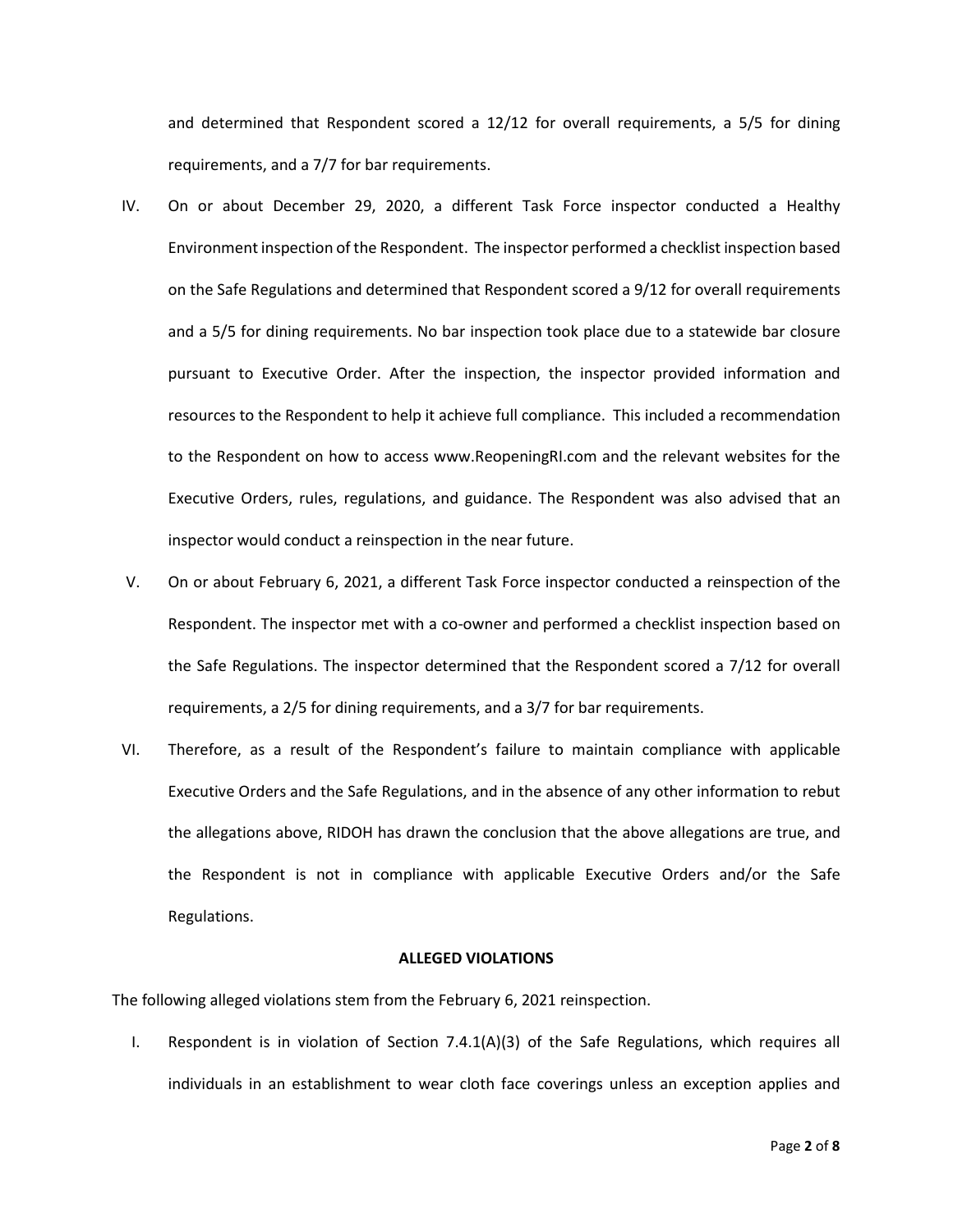and determined that Respondent scored a 12/12 for overall requirements, a 5/5 for dining requirements, and a 7/7 for bar requirements.

IV. On or about December 29, 2020, a different Task Force inspector conducted a Healthy Environment inspection of the Respondent. The inspector performed a checklist inspection based on the Safe Regulations and determined that Respondent scored a 9/12 for overall requirements and a 5/5 for dining requirements. No bar inspection took place due to a statewide bar closure pursuant to Executive Order. After the inspection, the inspector provided information and resources to the Respondent to help it achieve full compliance. This included a recommendation to the Respondent on how to access www.ReopeningRI.com and the relevant websites for the Executive Orders, rules, regulations, and guidance. The Respondent was also advised that an inspector would conduct a reinspection in the near future.

V. On or about February 6, 2021, a different Task Force inspector conducted a reinspection of the Respondent. The inspector met with a co-owner and performed a checklist inspection based on the Safe Regulations. The inspector determined that the Respondent scored a 7/12 for overall requirements, a 2/5 for dining requirements, and a 3/7 for bar requirements.

VI. Therefore, as a result of the Respondent's failure to maintain compliance with applicable Executive Orders and the Safe Regulations, and in the absence of any other information to rebut the allegations above, RIDOH has drawn the conclusion that the above allegations are true, and the Respondent is not in compliance with applicable Executive Orders and/or the Safe Regulations.

**ALLEGED VIOLATIONS**

The following alleged violations stem from the February 6, 2021 reinspection.

I. Respondent is in violation of Section 7.4.1(A)(3) of the Safe Regulations, which requires all individuals in an establishment to wear cloth face coverings unless an exception applies and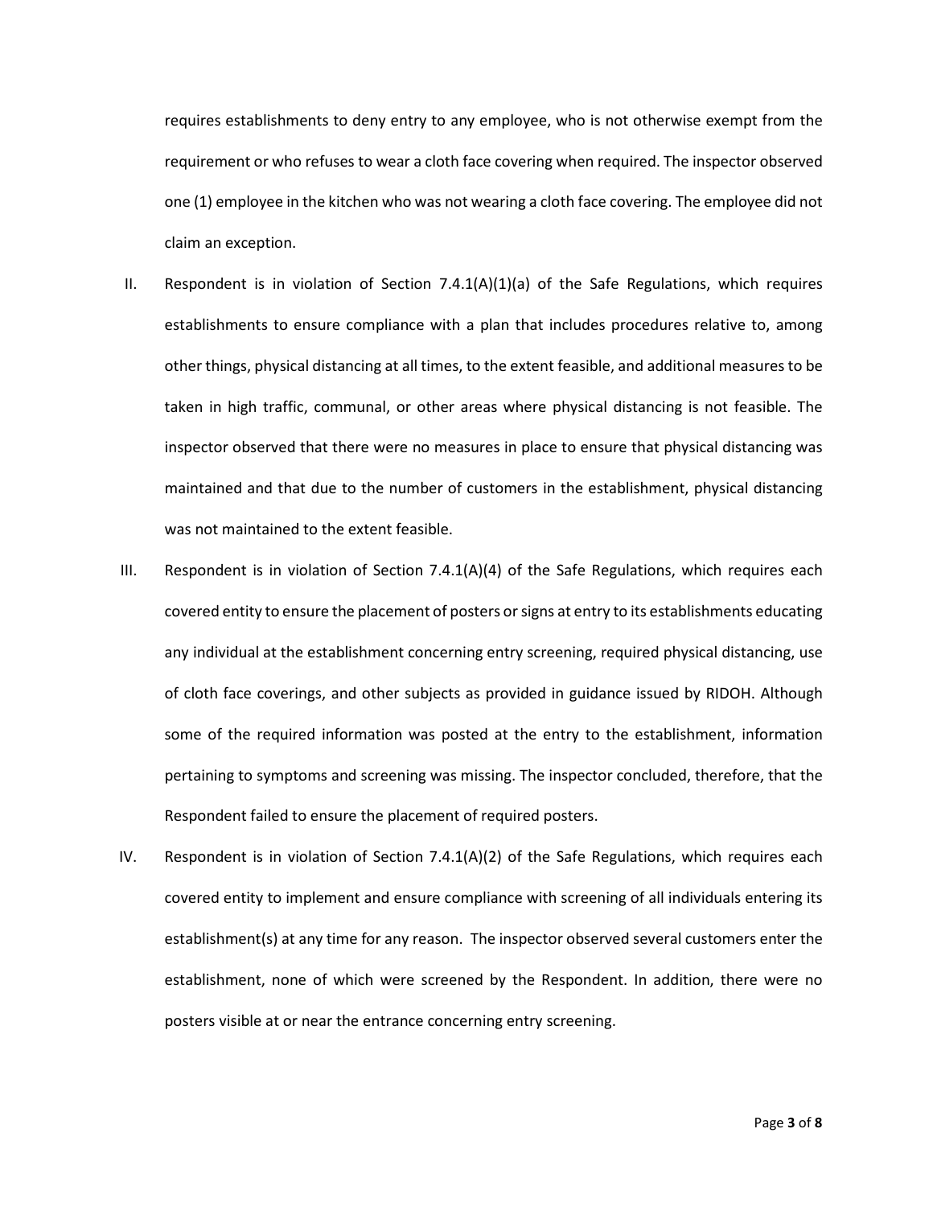requires establishments to deny entry to any employee, who is not otherwise exempt from the requirement or who refuses to wear a cloth face covering when required. The inspector observed one (1) employee in the kitchen who was not wearing a cloth face covering. The employee did not claim an exception.

II. Respondent is in violation of Section 7.4.1(A)(1)(a) of the Safe Regulations, which requires establishments to ensure compliance with a plan that includes procedures relative to, among other things, physical distancing at all times, to the extent feasible, and additional measures to be taken in high traffic, communal, or other areas where physical distancing is not feasible. The inspector observed that there were no measures in place to ensure that physical distancing was maintained and that due to the number of customers in the establishment, physical distancing was not maintained to the extent feasible.

III. Respondent is in violation of Section 7.4.1(A)(4) of the Safe Regulations, which requires each covered entity to ensure the placement of posters or signs at entry to its establishments educating any individual at the establishment concerning entry screening, required physical distancing, use of cloth face coverings, and other subjects as provided in guidance issued by RIDOH. Although some of the required information was posted at the entry to the establishment, information pertaining to symptoms and screening was missing. The inspector concluded, therefore, that the Respondent failed to ensure the placement of required posters.

IV. Respondent is in violation of Section 7.4.1(A)(2) of the Safe Regulations, which requires each covered entity to implement and ensure compliance with screening of all individuals entering its establishment(s) at any time for any reason. The inspector observed several customers enter the establishment, none of which were screened by the Respondent. In addition, there were no posters visible at or near the entrance concerning entry screening.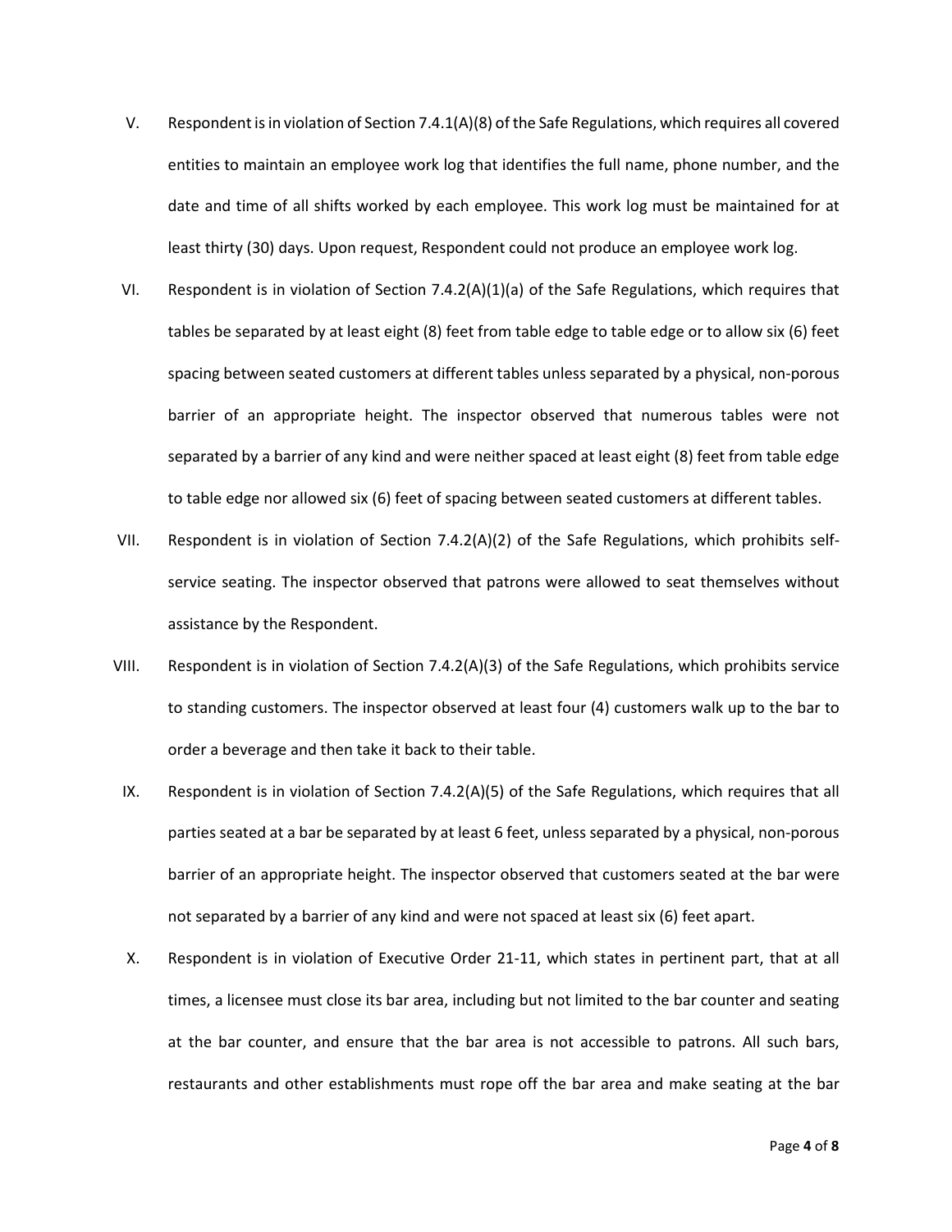V. Respondent is in violation of Section 7.4.1(A)(8) of the Safe Regulations, which requires all covered entities to maintain an employee work log that identifies the full name, phone number, and the date and time of all shifts worked by each employee. This work log must be maintained for at least thirty (30) days. Upon request, Respondent could not produce an employee work log.

VI. Respondent is in violation of Section 7.4.2(A)(1)(a) of the Safe Regulations, which requires that tables be separated by at least eight (8) feet from table edge to table edge or to allow six (6) feet spacing between seated customers at different tables unless separated by a physical, non-porous barrier of an appropriate height. The inspector observed that numerous tables were not separated by a barrier of any kind and were neither spaced at least eight (8) feet from table edge to table edge nor allowed six (6) feet of spacing between seated customers at different tables.

VII. Respondent is in violation of Section 7.4.2(A)(2) of the Safe Regulations, which prohibits self-service seating. The inspector observed that patrons were allowed to seat themselves without assistance by the Respondent.

VIII. Respondent is in violation of Section 7.4.2(A)(3) of the Safe Regulations, which prohibits service to standing customers. The inspector observed at least four (4) customers walk up to the bar to order a beverage and then take it back to their table.

IX. Respondent is in violation of Section 7.4.2(A)(5) of the Safe Regulations, which requires that all parties seated at a bar be separated by at least 6 feet, unless separated by a physical, non-porous barrier of an appropriate height. The inspector observed that customers seated at the bar were not separated by a barrier of any kind and were not spaced at least six (6) feet apart.

X. Respondent is in violation of Executive Order 21-11, which states in pertinent part, that at all times, a licensee must close its bar area, including but not limited to the bar counter and seating at the bar counter, and ensure that the bar area is not accessible to patrons. All such bars, restaurants and other establishments must rope off the bar area and make seating at the bar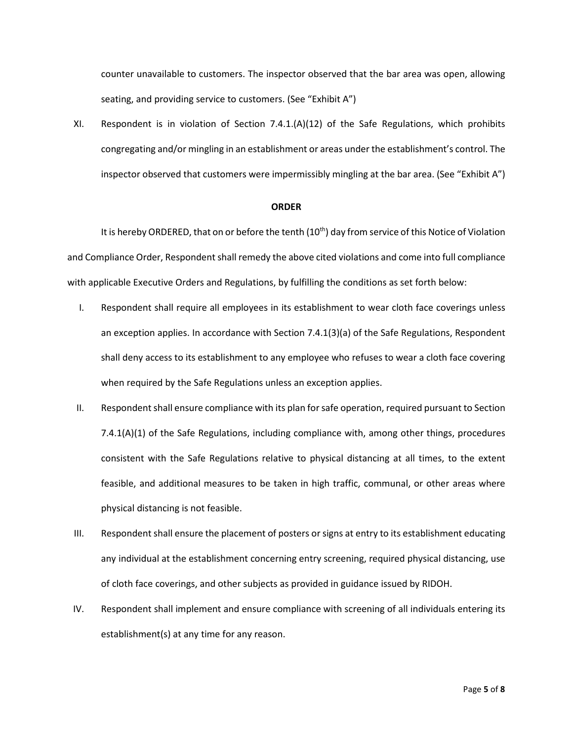counter unavailable to customers. The inspector observed that the bar area was open, allowing seating, and providing service to customers. (See "Exhibit A")

XI. Respondent is in violation of Section 7.4.1.(A)(12) of the Safe Regulations, which prohibits congregating and/or mingling in an establishment or areas under the establishment's control. The inspector observed that customers were impermissibly mingling at the bar area. (See "Exhibit A")

**ORDER**

It is hereby ORDERED, that on or before the tenth (10th) day from service of this Notice of Violation and Compliance Order, Respondent shall remedy the above cited violations and come into full compliance with applicable Executive Orders and Regulations, by fulfilling the conditions as set forth below:

I. Respondent shall require all employees in its establishment to wear cloth face coverings unless an exception applies. In accordance with Section 7.4.1(3)(a) of the Safe Regulations, Respondent shall deny access to its establishment to any employee who refuses to wear a cloth face covering when required by the Safe Regulations unless an exception applies.

II. Respondent shall ensure compliance with its plan for safe operation, required pursuant to Section 7.4.1(A)(1) of the Safe Regulations, including compliance with, among other things, procedures consistent with the Safe Regulations relative to physical distancing at all times, to the extent feasible, and additional measures to be taken in high traffic, communal, or other areas where physical distancing is not feasible.

III. Respondent shall ensure the placement of posters or signs at entry to its establishment educating any individual at the establishment concerning entry screening, required physical distancing, use of cloth face coverings, and other subjects as provided in guidance issued by RIDOH.

IV. Respondent shall implement and ensure compliance with screening of all individuals entering its establishment(s) at any time for any reason.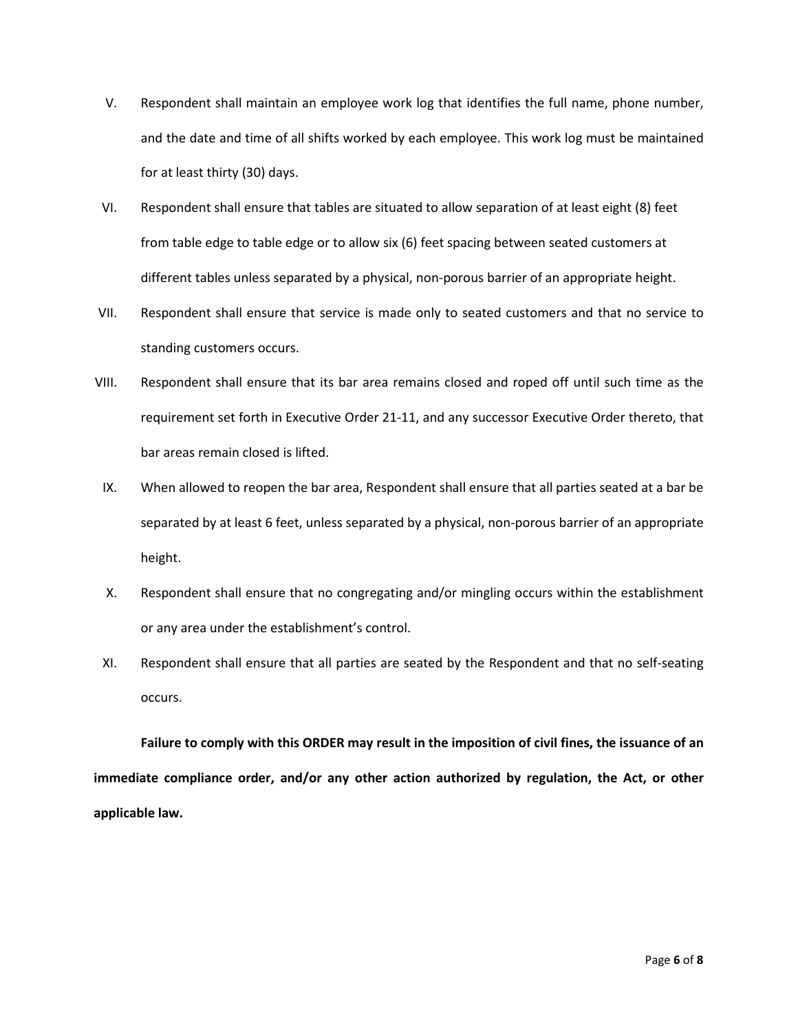V. Respondent shall maintain an employee work log that identifies the full name, phone number, and the date and time of all shifts worked by each employee. This work log must be maintained for at least thirty (30) days.

VI. Respondent shall ensure that tables are situated to allow separation of at least eight (8) feet from table edge to table edge or to allow six (6) feet spacing between seated customers at different tables unless separated by a physical, non-porous barrier of an appropriate height.

VII. Respondent shall ensure that service is made only to seated customers and that no service to standing customers occurs.

VIII. Respondent shall ensure that its bar area remains closed and roped off until such time as the requirement set forth in Executive Order 21-11, and any successor Executive Order thereto, that bar areas remain closed is lifted.

IX. When allowed to reopen the bar area, Respondent shall ensure that all parties seated at a bar be separated by at least 6 feet, unless separated by a physical, non-porous barrier of an appropriate height.

X. Respondent shall ensure that no congregating and/or mingling occurs within the establishment or any area under the establishment's control.

XI. Respondent shall ensure that all parties are seated by the Respondent and that no self-seating occurs.

**Failure to comply with this ORDER may result in the imposition of civil fines, the issuance of an immediate compliance order, and/or any other action authorized by regulation, the Act, or other applicable law.**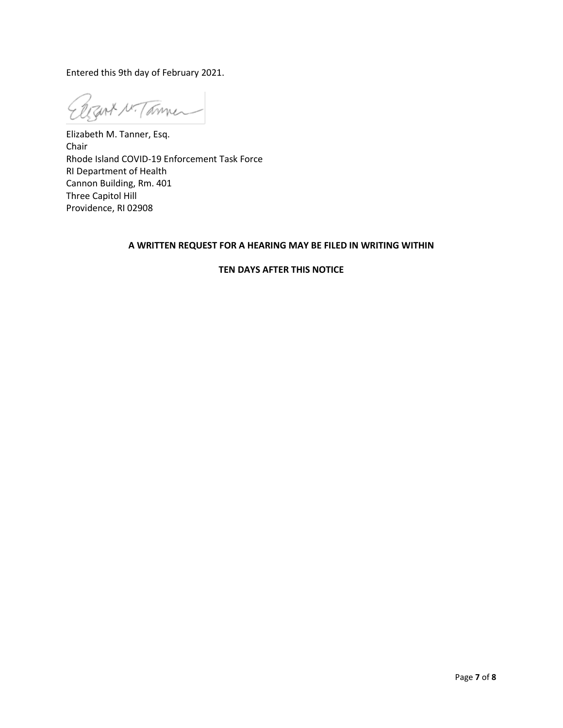Entered this 9th day of February 2021.

Elizabeth M. Tanner, Esq.
Chair
Rhode Island COVID-19 Enforcement Task Force
RI Department of Health
Cannon Building, Rm. 401
Three Capitol Hill
Providence, RI 02908

**A WRITTEN REQUEST FOR A HEARING MAY BE FILED IN WRITING WITHIN**

**TEN DAYS AFTER THIS NOTICE**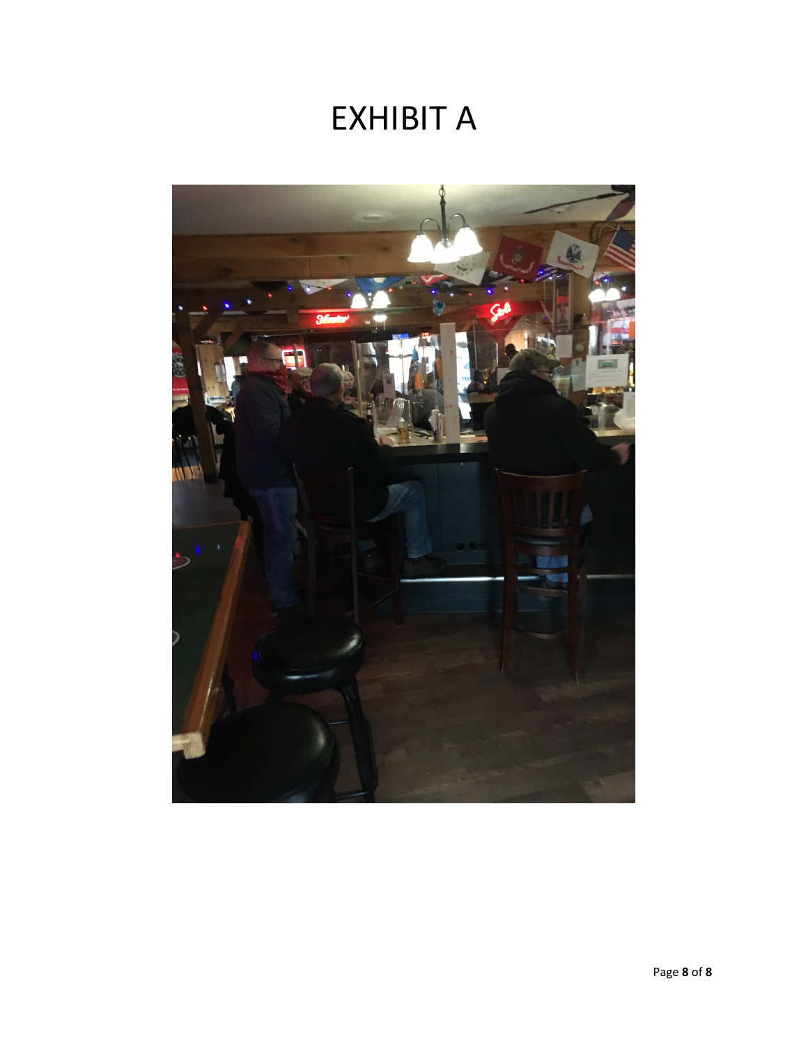# EXHIBIT A